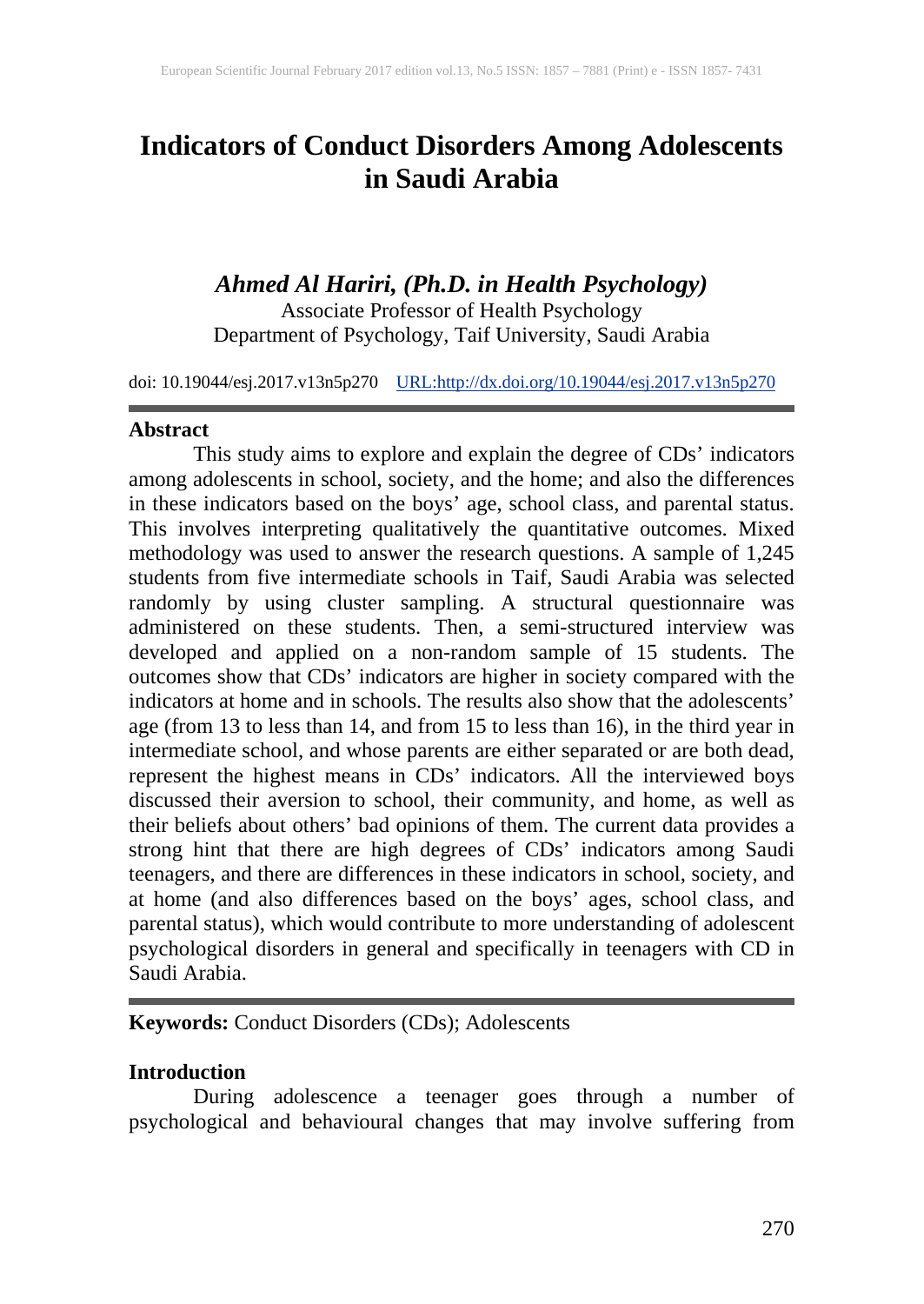# Indicators of Conduct Disorders Among Adolescents in Saudi Arabia

***Ahmed Al Hariri, (Ph.D. in Health Psychology)***
Associate Professor of Health Psychology
Department of Psychology, Taif University, Saudi Arabia

doi: 10.19044/esj.2017.v13n5p270 URL:http://dx.doi.org/10.19044/esj.2017.v13n5p270

## Abstract

This study aims to explore and explain the degree of CDs' indicators among adolescents in school, society, and the home; and also the differences in these indicators based on the boys' age, school class, and parental status. This involves interpreting qualitatively the quantitative outcomes. Mixed methodology was used to answer the research questions. A sample of 1,245 students from five intermediate schools in Taif, Saudi Arabia was selected randomly by using cluster sampling. A structural questionnaire was administered on these students. Then, a semi-structured interview was developed and applied on a non-random sample of 15 students. The outcomes show that CDs' indicators are higher in society compared with the indicators at home and in schools. The results also show that the adolescents' age (from 13 to less than 14, and from 15 to less than 16), in the third year in intermediate school, and whose parents are either separated or are both dead, represent the highest means in CDs' indicators. All the interviewed boys discussed their aversion to school, their community, and home, as well as their beliefs about others' bad opinions of them. The current data provides a strong hint that there are high degrees of CDs' indicators among Saudi teenagers, and there are differences in these indicators in school, society, and at home (and also differences based on the boys' ages, school class, and parental status), which would contribute to more understanding of adolescent psychological disorders in general and specifically in teenagers with CD in Saudi Arabia.

**Keywords:** Conduct Disorders (CDs); Adolescents

## Introduction

During adolescence a teenager goes through a number of psychological and behavioural changes that may involve suffering from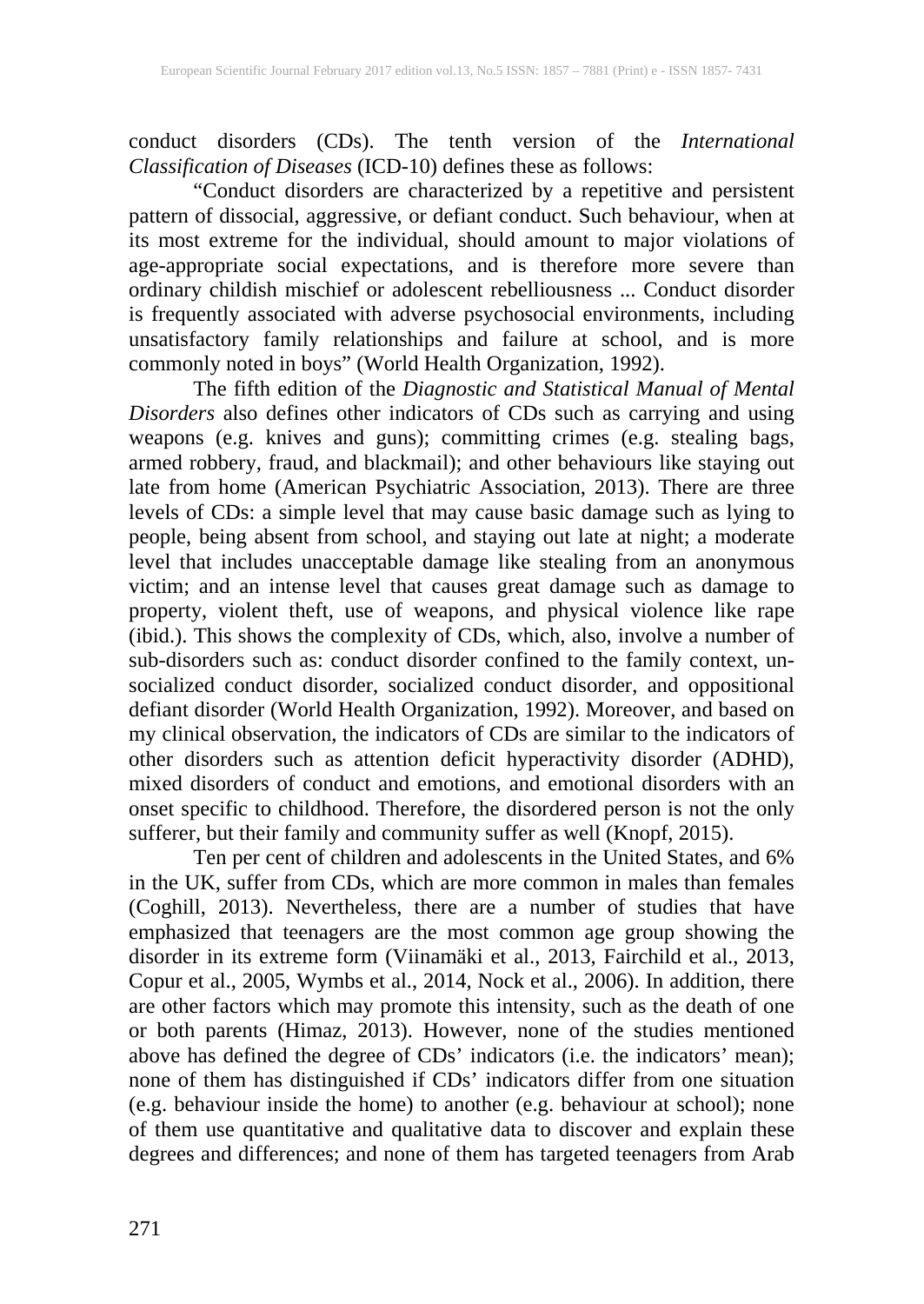conduct disorders (CDs). The tenth version of the *International Classification of Diseases* (ICD-10) defines these as follows:

"Conduct disorders are characterized by a repetitive and persistent pattern of dissocial, aggressive, or defiant conduct. Such behaviour, when at its most extreme for the individual, should amount to major violations of age-appropriate social expectations, and is therefore more severe than ordinary childish mischief or adolescent rebelliousness ... Conduct disorder is frequently associated with adverse psychosocial environments, including unsatisfactory family relationships and failure at school, and is more commonly noted in boys" (World Health Organization, 1992).

The fifth edition of the *Diagnostic and Statistical Manual of Mental Disorders* also defines other indicators of CDs such as carrying and using weapons (e.g. knives and guns); committing crimes (e.g. stealing bags, armed robbery, fraud, and blackmail); and other behaviours like staying out late from home (American Psychiatric Association, 2013). There are three levels of CDs: a simple level that may cause basic damage such as lying to people, being absent from school, and staying out late at night; a moderate level that includes unacceptable damage like stealing from an anonymous victim; and an intense level that causes great damage such as damage to property, violent theft, use of weapons, and physical violence like rape (ibid.). This shows the complexity of CDs, which, also, involve a number of sub-disorders such as: conduct disorder confined to the family context, un-socialized conduct disorder, socialized conduct disorder, and oppositional defiant disorder (World Health Organization, 1992). Moreover, and based on my clinical observation, the indicators of CDs are similar to the indicators of other disorders such as attention deficit hyperactivity disorder (ADHD), mixed disorders of conduct and emotions, and emotional disorders with an onset specific to childhood. Therefore, the disordered person is not the only sufferer, but their family and community suffer as well (Knopf, 2015).

Ten per cent of children and adolescents in the United States, and 6% in the UK, suffer from CDs, which are more common in males than females (Coghill, 2013). Nevertheless, there are a number of studies that have emphasized that teenagers are the most common age group showing the disorder in its extreme form (Viinamäki et al., 2013, Fairchild et al., 2013, Copur et al., 2005, Wymbs et al., 2014, Nock et al., 2006). In addition, there are other factors which may promote this intensity, such as the death of one or both parents (Himaz, 2013). However, none of the studies mentioned above has defined the degree of CDs' indicators (i.e. the indicators' mean); none of them has distinguished if CDs' indicators differ from one situation (e.g. behaviour inside the home) to another (e.g. behaviour at school); none of them use quantitative and qualitative data to discover and explain these degrees and differences; and none of them has targeted teenagers from Arab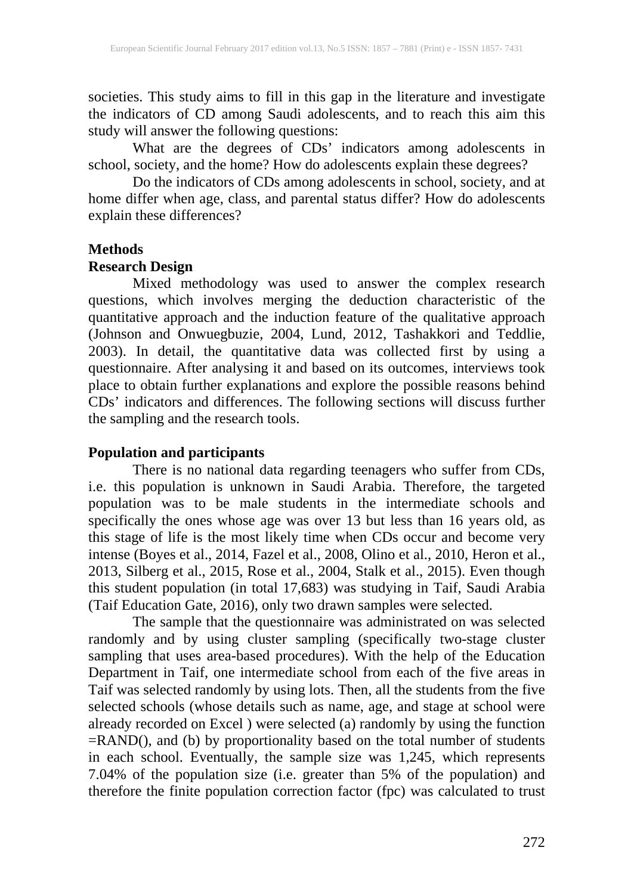societies. This study aims to fill in this gap in the literature and investigate the indicators of CD among Saudi adolescents, and to reach this aim this study will answer the following questions:

What are the degrees of CDs' indicators among adolescents in school, society, and the home? How do adolescents explain these degrees?

Do the indicators of CDs among adolescents in school, society, and at home differ when age, class, and parental status differ? How do adolescents explain these differences?

## Methods

### Research Design

Mixed methodology was used to answer the complex research questions, which involves merging the deduction characteristic of the quantitative approach and the induction feature of the qualitative approach (Johnson and Onwuegbuzie, 2004, Lund, 2012, Tashakkori and Teddlie, 2003). In detail, the quantitative data was collected first by using a questionnaire. After analysing it and based on its outcomes, interviews took place to obtain further explanations and explore the possible reasons behind CDs' indicators and differences. The following sections will discuss further the sampling and the research tools.

### Population and participants

There is no national data regarding teenagers who suffer from CDs, i.e. this population is unknown in Saudi Arabia. Therefore, the targeted population was to be male students in the intermediate schools and specifically the ones whose age was over 13 but less than 16 years old, as this stage of life is the most likely time when CDs occur and become very intense (Boyes et al., 2014, Fazel et al., 2008, Olino et al., 2010, Heron et al., 2013, Silberg et al., 2015, Rose et al., 2004, Stalk et al., 2015). Even though this student population (in total 17,683) was studying in Taif, Saudi Arabia (Taif Education Gate, 2016), only two drawn samples were selected.

The sample that the questionnaire was administrated on was selected randomly and by using cluster sampling (specifically two-stage cluster sampling that uses area-based procedures). With the help of the Education Department in Taif, one intermediate school from each of the five areas in Taif was selected randomly by using lots. Then, all the students from the five selected schools (whose details such as name, age, and stage at school were already recorded on Excel ) were selected (a) randomly by using the function =RAND(), and (b) by proportionality based on the total number of students in each school. Eventually, the sample size was 1,245, which represents 7.04% of the population size (i.e. greater than 5% of the population) and therefore the finite population correction factor (fpc) was calculated to trust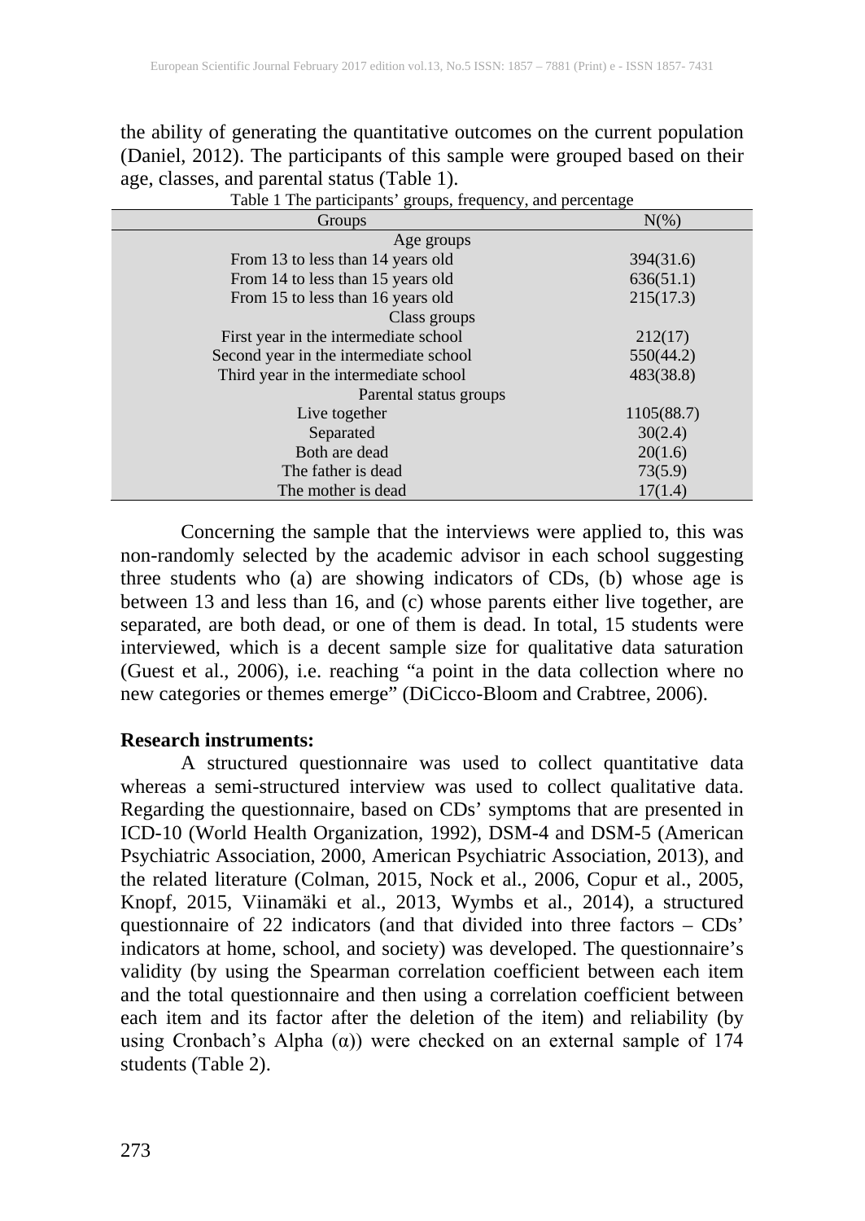the ability of generating the quantitative outcomes on the current population (Daniel, 2012). The participants of this sample were grouped based on their age, classes, and parental status (Table 1).

Table 1 The participants' groups, frequency, and percentage

| Groups | N(%) |
| --- | --- |
| Age groups | |
| From 13 to less than 14 years old | 394(31.6) |
| From 14 to less than 15 years old | 636(51.1) |
| From 15 to less than 16 years old | 215(17.3) |
| Class groups | |
| First year in the intermediate school | 212(17) |
| Second year in the intermediate school | 550(44.2) |
| Third year in the intermediate school | 483(38.8) |
| Parental status groups | |
| Live together | 1105(88.7) |
| Separated | 30(2.4) |
| Both are dead | 20(1.6) |
| The father is dead | 73(5.9) |
| The mother is dead | 17(1.4) |

Concerning the sample that the interviews were applied to, this was non-randomly selected by the academic advisor in each school suggesting three students who (a) are showing indicators of CDs, (b) whose age is between 13 and less than 16, and (c) whose parents either live together, are separated, are both dead, or one of them is dead. In total, 15 students were interviewed, which is a decent sample size for qualitative data saturation (Guest et al., 2006), i.e. reaching "a point in the data collection where no new categories or themes emerge" (DiCicco-Bloom and Crabtree, 2006).

**Research instruments:**

A structured questionnaire was used to collect quantitative data whereas a semi-structured interview was used to collect qualitative data. Regarding the questionnaire, based on CDs' symptoms that are presented in ICD-10 (World Health Organization, 1992), DSM-4 and DSM-5 (American Psychiatric Association, 2000, American Psychiatric Association, 2013), and the related literature (Colman, 2015, Nock et al., 2006, Copur et al., 2005, Knopf, 2015, Viinamäki et al., 2013, Wymbs et al., 2014), a structured questionnaire of 22 indicators (and that divided into three factors – CDs' indicators at home, school, and society) was developed. The questionnaire's validity (by using the Spearman correlation coefficient between each item and the total questionnaire and then using a correlation coefficient between each item and its factor after the deletion of the item) and reliability (by using Cronbach's Alpha ($\alpha$)) were checked on an external sample of 174 students (Table 2).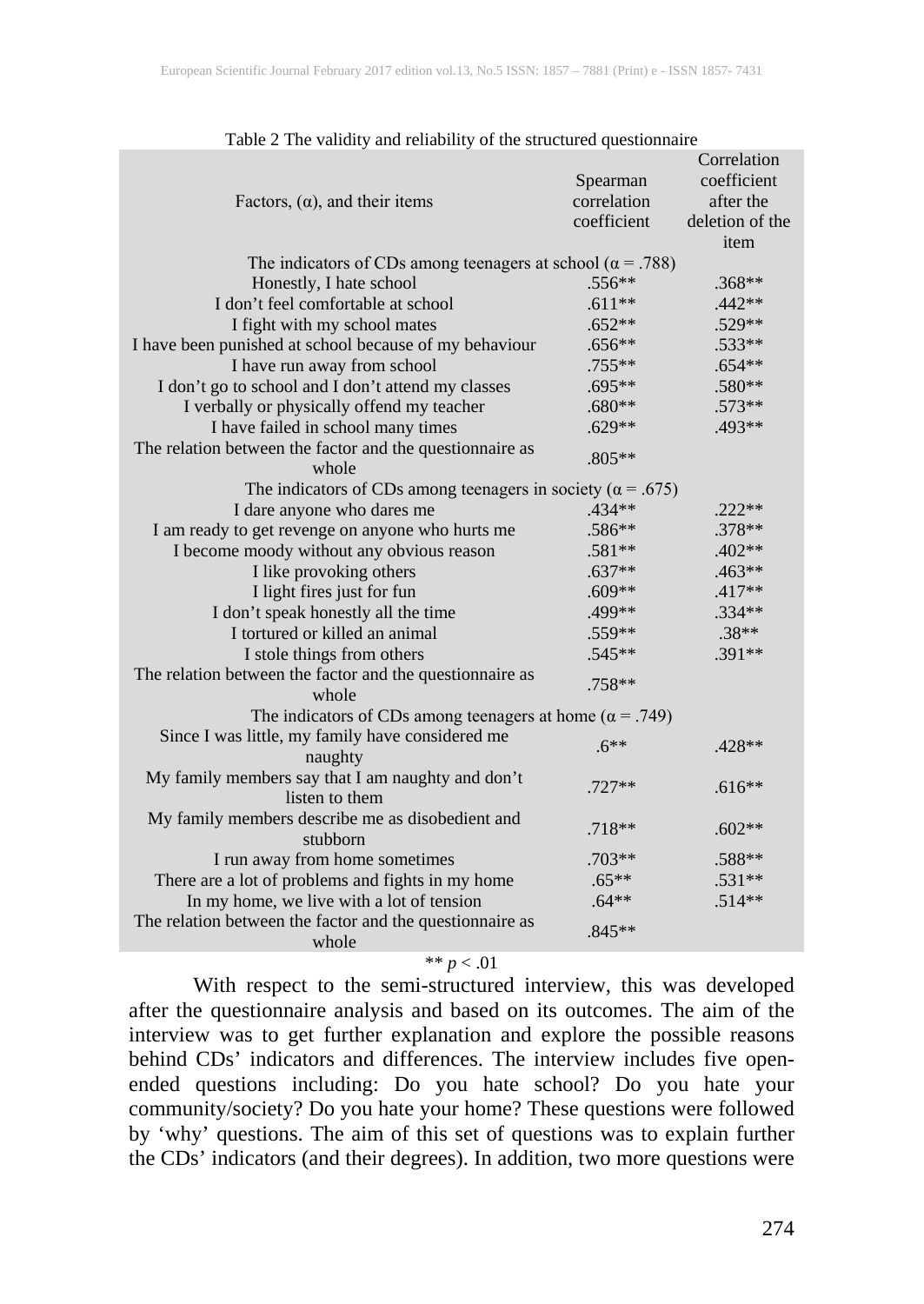Table 2 The validity and reliability of the structured questionnaire

| Factors, (α), and their items | Spearman correlation coefficient | Correlation coefficient after the deletion of the item |
|---|---|---|
| The indicators of CDs among teenagers at school (α = .788) | | |
| Honestly, I hate school | .556** | .368** |
| I don't feel comfortable at school | .611** | .442** |
| I fight with my school mates | .652** | .529** |
| I have been punished at school because of my behaviour | .656** | .533** |
| I have run away from school | .755** | .654** |
| I don't go to school and I don't attend my classes | .695** | .580** |
| I verbally or physically offend my teacher | .680** | .573** |
| I have failed in school many times | .629** | .493** |
| The relation between the factor and the questionnaire as whole | .805** | |
| The indicators of CDs among teenagers in society (α = .675) | | |
| I dare anyone who dares me | .434** | .222** |
| I am ready to get revenge on anyone who hurts me | .586** | .378** |
| I become moody without any obvious reason | .581** | .402** |
| I like provoking others | .637** | .463** |
| I light fires just for fun | .609** | .417** |
| I don't speak honestly all the time | .499** | .334** |
| I tortured or killed an animal | .559** | .38** |
| I stole things from others | .545** | .391** |
| The relation between the factor and the questionnaire as whole | .758** | |
| The indicators of CDs among teenagers at home (α = .749) | | |
| Since I was little, my family have considered me naughty | .6** | .428** |
| My family members say that I am naughty and don't listen to them | .727** | .616** |
| My family members describe me as disobedient and stubborn | .718** | .602** |
| I run away from home sometimes | .703** | .588** |
| There are a lot of problems and fights in my home | .65** | .531** |
| In my home, we live with a lot of tension | .64** | .514** |
| The relation between the factor and the questionnaire as whole | .845** | |

** $p < .01$

With respect to the semi-structured interview, this was developed after the questionnaire analysis and based on its outcomes. The aim of the interview was to get further explanation and explore the possible reasons behind CDs' indicators and differences. The interview includes five open-ended questions including: Do you hate school? Do you hate your community/society? Do you hate your home? These questions were followed by 'why' questions. The aim of this set of questions was to explain further the CDs' indicators (and their degrees). In addition, two more questions were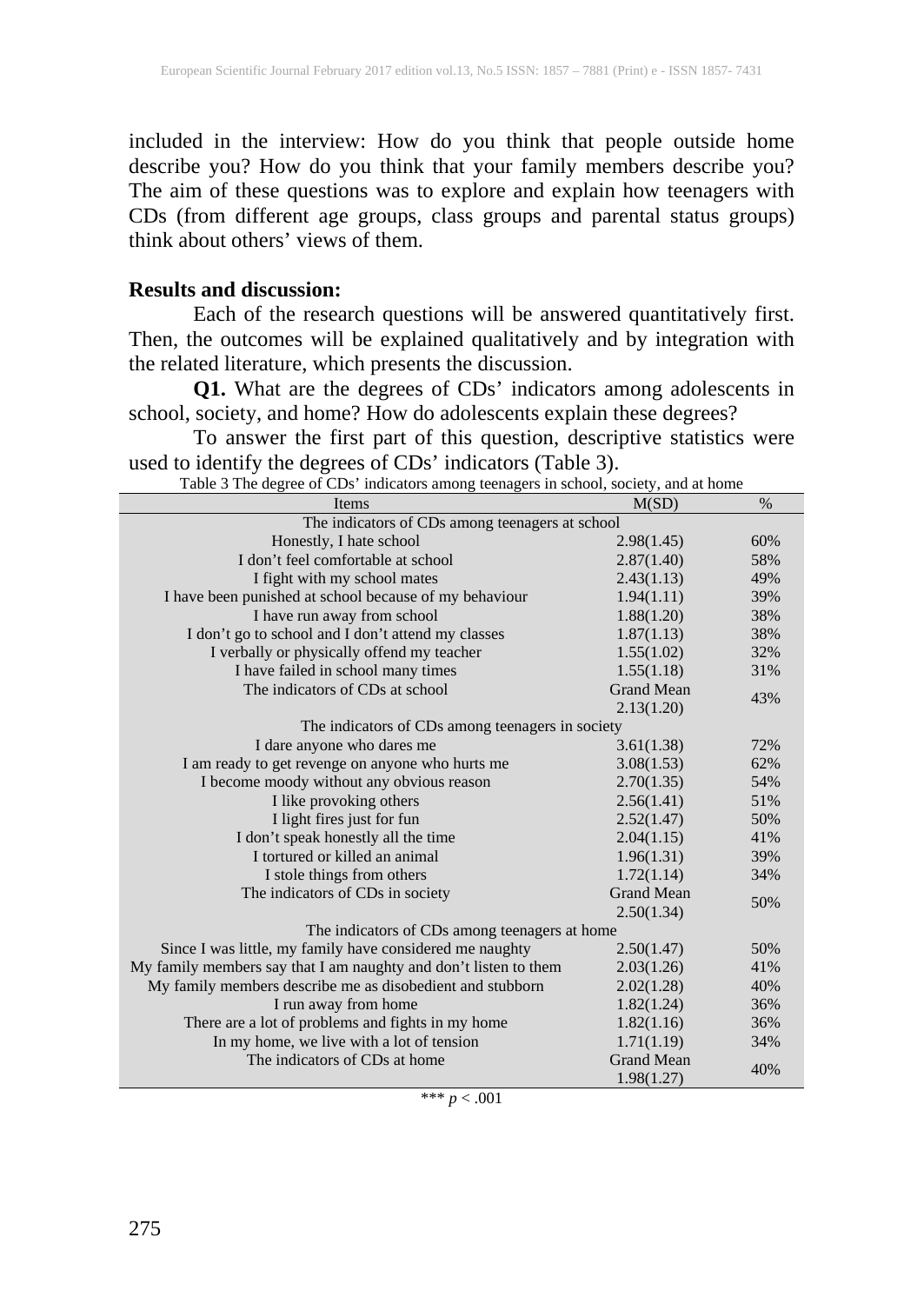included in the interview: How do you think that people outside home describe you? How do you think that your family members describe you? The aim of these questions was to explore and explain how teenagers with CDs (from different age groups, class groups and parental status groups) think about others' views of them.

**Results and discussion:**

Each of the research questions will be answered quantitatively first. Then, the outcomes will be explained qualitatively and by integration with the related literature, which presents the discussion.

**Q1.** What are the degrees of CDs' indicators among adolescents in school, society, and home? How do adolescents explain these degrees?

To answer the first part of this question, descriptive statistics were used to identify the degrees of CDs' indicators (Table 3).

Table 3 The degree of CDs' indicators among teenagers in school, society, and at home

| Items | M(SD) | % |
|---|---|---|
| The indicators of CDs among teenagers at school | | |
| Honestly, I hate school | 2.98(1.45) | 60% |
| I don't feel comfortable at school | 2.87(1.40) | 58% |
| I fight with my school mates | 2.43(1.13) | 49% |
| I have been punished at school because of my behaviour | 1.94(1.11) | 39% |
| I have run away from school | 1.88(1.20) | 38% |
| I don't go to school and I don't attend my classes | 1.87(1.13) | 38% |
| I verbally or physically offend my teacher | 1.55(1.02) | 32% |
| I have failed in school many times | 1.55(1.18) | 31% |
| The indicators of CDs at school | Grand Mean 2.13(1.20) | 43% |
| The indicators of CDs among teenagers in society | | |
| I dare anyone who dares me | 3.61(1.38) | 72% |
| I am ready to get revenge on anyone who hurts me | 3.08(1.53) | 62% |
| I become moody without any obvious reason | 2.70(1.35) | 54% |
| I like provoking others | 2.56(1.41) | 51% |
| I light fires just for fun | 2.52(1.47) | 50% |
| I don't speak honestly all the time | 2.04(1.15) | 41% |
| I tortured or killed an animal | 1.96(1.31) | 39% |
| I stole things from others | 1.72(1.14) | 34% |
| The indicators of CDs in society | Grand Mean 2.50(1.34) | 50% |
| The indicators of CDs among teenagers at home | | |
| Since I was little, my family have considered me naughty | 2.50(1.47) | 50% |
| My family members say that I am naughty and don't listen to them | 2.03(1.26) | 41% |
| My family members describe me as disobedient and stubborn | 2.02(1.28) | 40% |
| I run away from home | 1.82(1.24) | 36% |
| There are a lot of problems and fights in my home | 1.82(1.16) | 36% |
| In my home, we live with a lot of tension | 1.71(1.19) | 34% |
| The indicators of CDs at home | Grand Mean 1.98(1.27) | 40% |

*** $p < .001$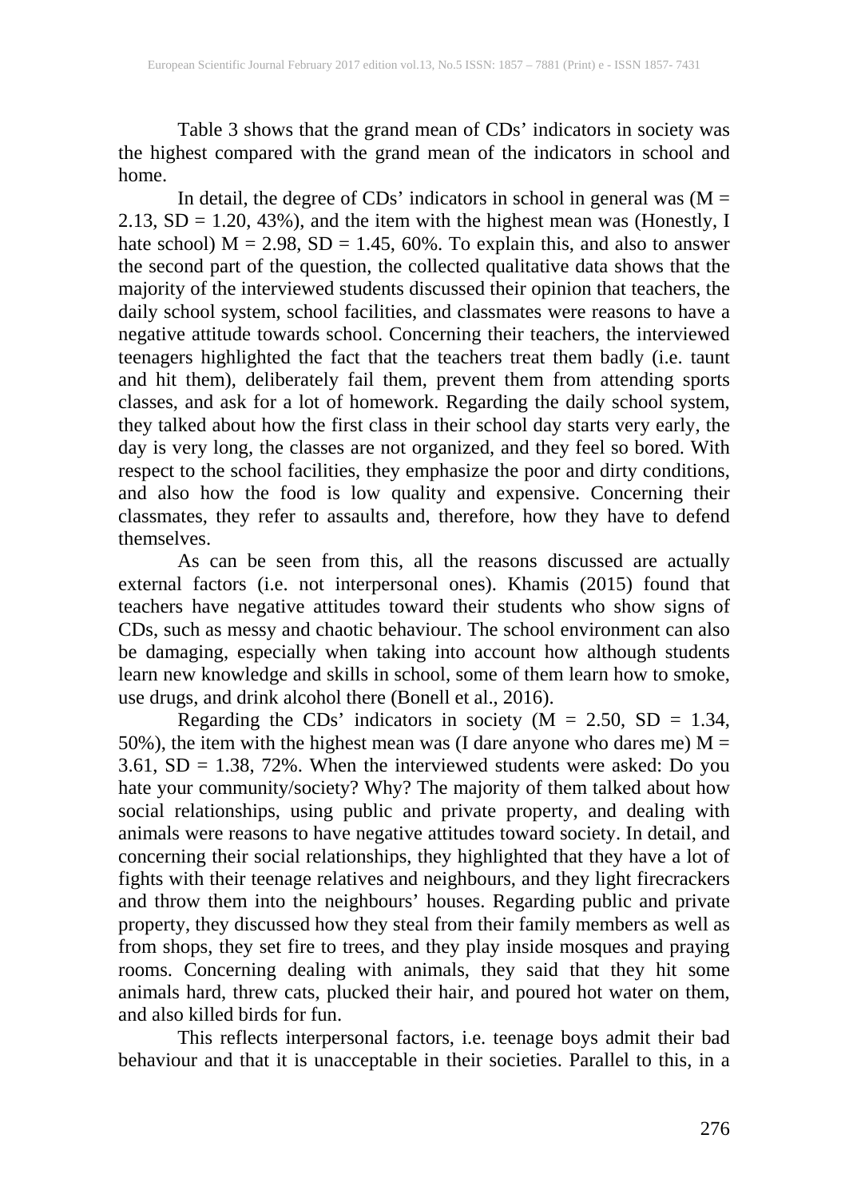Table 3 shows that the grand mean of CDs' indicators in society was the highest compared with the grand mean of the indicators in school and home.

In detail, the degree of CDs' indicators in school in general was ($M = 2.13$, $SD = 1.20$, 43%), and the item with the highest mean was (Honestly, I hate school) $M = 2.98$, $SD = 1.45$, 60%. To explain this, and also to answer the second part of the question, the collected qualitative data shows that the majority of the interviewed students discussed their opinion that teachers, the daily school system, school facilities, and classmates were reasons to have a negative attitude towards school. Concerning their teachers, the interviewed teenagers highlighted the fact that the teachers treat them badly (i.e. taunt and hit them), deliberately fail them, prevent them from attending sports classes, and ask for a lot of homework. Regarding the daily school system, they talked about how the first class in their school day starts very early, the day is very long, the classes are not organized, and they feel so bored. With respect to the school facilities, they emphasize the poor and dirty conditions, and also how the food is low quality and expensive. Concerning their classmates, they refer to assaults and, therefore, how they have to defend themselves.

As can be seen from this, all the reasons discussed are actually external factors (i.e. not interpersonal ones). Khamis (2015) found that teachers have negative attitudes toward their students who show signs of CDs, such as messy and chaotic behaviour. The school environment can also be damaging, especially when taking into account how although students learn new knowledge and skills in school, some of them learn how to smoke, use drugs, and drink alcohol there (Bonell et al., 2016).

Regarding the CDs' indicators in society ($M = 2.50$, $SD = 1.34$, 50%), the item with the highest mean was (I dare anyone who dares me) $M = 3.61$, $SD = 1.38$, 72%. When the interviewed students were asked: Do you hate your community/society? Why? The majority of them talked about how social relationships, using public and private property, and dealing with animals were reasons to have negative attitudes toward society. In detail, and concerning their social relationships, they highlighted that they have a lot of fights with their teenage relatives and neighbours, and they light firecrackers and throw them into the neighbours' houses. Regarding public and private property, they discussed how they steal from their family members as well as from shops, they set fire to trees, and they play inside mosques and praying rooms. Concerning dealing with animals, they said that they hit some animals hard, threw cats, plucked their hair, and poured hot water on them, and also killed birds for fun.

This reflects interpersonal factors, i.e. teenage boys admit their bad behaviour and that it is unacceptable in their societies. Parallel to this, in a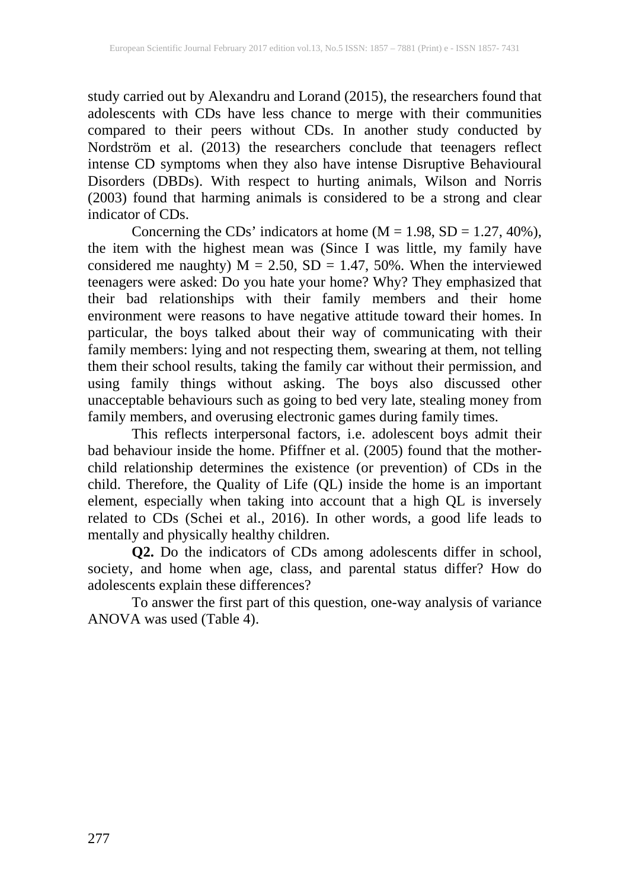study carried out by Alexandru and Lorand (2015), the researchers found that adolescents with CDs have less chance to merge with their communities compared to their peers without CDs. In another study conducted by Nordström et al. (2013) the researchers conclude that teenagers reflect intense CD symptoms when they also have intense Disruptive Behavioural Disorders (DBDs). With respect to hurting animals, Wilson and Norris (2003) found that harming animals is considered to be a strong and clear indicator of CDs.

Concerning the CDs' indicators at home ($M = 1.98$, $SD = 1.27$, 40%), the item with the highest mean was (Since I was little, my family have considered me naughty) $M = 2.50$, $SD = 1.47$, 50%. When the interviewed teenagers were asked: Do you hate your home? Why? They emphasized that their bad relationships with their family members and their home environment were reasons to have negative attitude toward their homes. In particular, the boys talked about their way of communicating with their family members: lying and not respecting them, swearing at them, not telling them their school results, taking the family car without their permission, and using family things without asking. The boys also discussed other unacceptable behaviours such as going to bed very late, stealing money from family members, and overusing electronic games during family times.

This reflects interpersonal factors, i.e. adolescent boys admit their bad behaviour inside the home. Pfiffner et al. (2005) found that the mother-child relationship determines the existence (or prevention) of CDs in the child. Therefore, the Quality of Life (QL) inside the home is an important element, especially when taking into account that a high QL is inversely related to CDs (Schei et al., 2016). In other words, a good life leads to mentally and physically healthy children.

**Q2.** Do the indicators of CDs among adolescents differ in school, society, and home when age, class, and parental status differ? How do adolescents explain these differences?

To answer the first part of this question, one-way analysis of variance ANOVA was used (Table 4).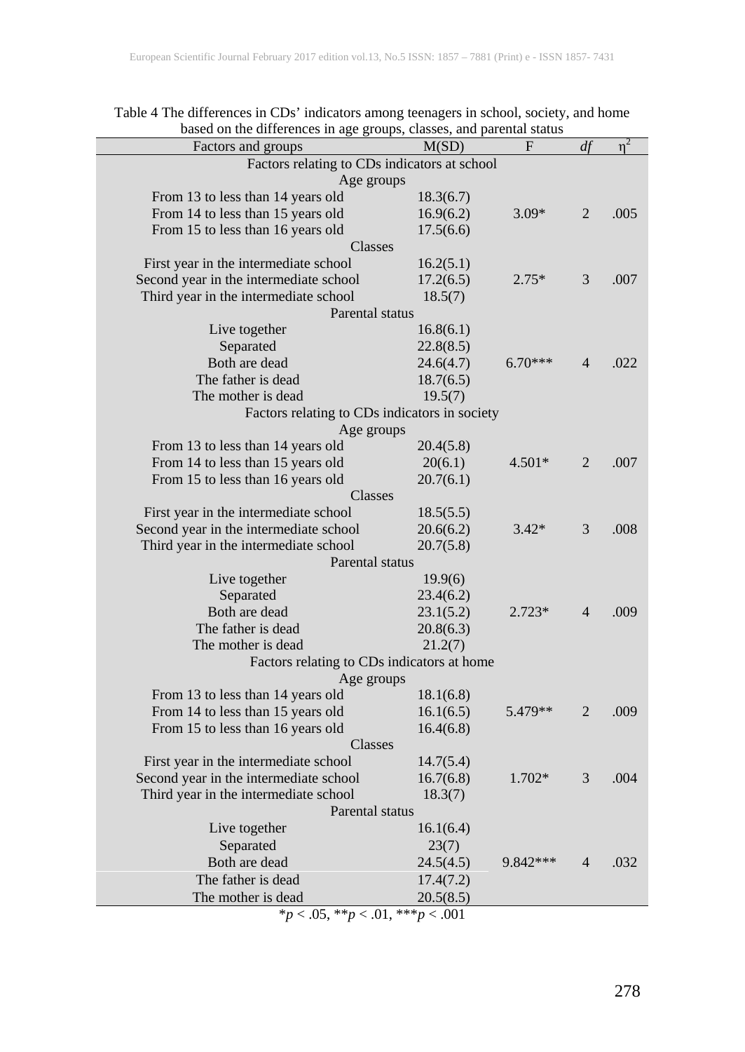Table 4 The differences in CDs' indicators among teenagers in school, society, and home based on the differences in age groups, classes, and parental status

| Factors and groups | M(SD) | F | *df* | $\eta^2$ |
|---|---|---|---|---|
| **Factors relating to CDs indicators at school** | | | | |
| Age groups | | | | |
| From 13 to less than 14 years old | 18.3(6.7) | | | |
| From 14 to less than 15 years old | 16.9(6.2) | 3.09* | 2 | .005 |
| From 15 to less than 16 years old | 17.5(6.6) | | | |
| Classes | | | | |
| First year in the intermediate school | 16.2(5.1) | | | |
| Second year in the intermediate school | 17.2(6.5) | 2.75* | 3 | .007 |
| Third year in the intermediate school | 18.5(7) | | | |
| Parental status | | | | |
| Live together | 16.8(6.1) | | | |
| Separated | 22.8(8.5) | | | |
| Both are dead | 24.6(4.7) | 6.70*** | 4 | .022 |
| The father is dead | 18.7(6.5) | | | |
| The mother is dead | 19.5(7) | | | |
| **Factors relating to CDs indicators in society** | | | | |
| Age groups | | | | |
| From 13 to less than 14 years old | 20.4(5.8) | | | |
| From 14 to less than 15 years old | 20(6.1) | 4.501* | 2 | .007 |
| From 15 to less than 16 years old | 20.7(6.1) | | | |
| Classes | | | | |
| First year in the intermediate school | 18.5(5.5) | | | |
| Second year in the intermediate school | 20.6(6.2) | 3.42* | 3 | .008 |
| Third year in the intermediate school | 20.7(5.8) | | | |
| Parental status | | | | |
| Live together | 19.9(6) | | | |
| Separated | 23.4(6.2) | | | |
| Both are dead | 23.1(5.2) | 2.723* | 4 | .009 |
| The father is dead | 20.8(6.3) | | | |
| The mother is dead | 21.2(7) | | | |
| **Factors relating to CDs indicators at home** | | | | |
| Age groups | | | | |
| From 13 to less than 14 years old | 18.1(6.8) | | | |
| From 14 to less than 15 years old | 16.1(6.5) | 5.479** | 2 | .009 |
| From 15 to less than 16 years old | 16.4(6.8) | | | |
| Classes | | | | |
| First year in the intermediate school | 14.7(5.4) | | | |
| Second year in the intermediate school | 16.7(6.8) | 1.702* | 3 | .004 |
| Third year in the intermediate school | 18.3(7) | | | |
| Parental status | | | | |
| Live together | 16.1(6.4) | | | |
| Separated | 23(7) | | | |
| Both are dead | 24.5(4.5) | 9.842*** | 4 | .032 |
| The father is dead | 17.4(7.2) | | | |
| The mother is dead | 20.5(8.5) | | | |

*$p < .05$, **$p < .01$, ***$p < .001$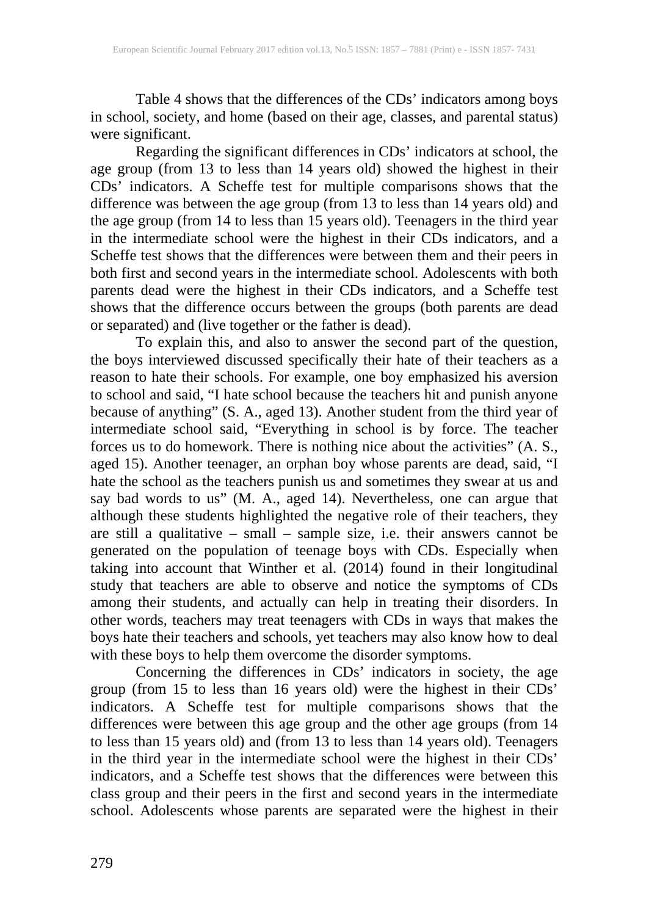Table 4 shows that the differences of the CDs' indicators among boys in school, society, and home (based on their age, classes, and parental status) were significant.

Regarding the significant differences in CDs' indicators at school, the age group (from 13 to less than 14 years old) showed the highest in their CDs' indicators. A Scheffe test for multiple comparisons shows that the difference was between the age group (from 13 to less than 14 years old) and the age group (from 14 to less than 15 years old). Teenagers in the third year in the intermediate school were the highest in their CDs indicators, and a Scheffe test shows that the differences were between them and their peers in both first and second years in the intermediate school. Adolescents with both parents dead were the highest in their CDs indicators, and a Scheffe test shows that the difference occurs between the groups (both parents are dead or separated) and (live together or the father is dead).

To explain this, and also to answer the second part of the question, the boys interviewed discussed specifically their hate of their teachers as a reason to hate their schools. For example, one boy emphasized his aversion to school and said, "I hate school because the teachers hit and punish anyone because of anything" (S. A., aged 13). Another student from the third year of intermediate school said, "Everything in school is by force. The teacher forces us to do homework. There is nothing nice about the activities" (A. S., aged 15). Another teenager, an orphan boy whose parents are dead, said, "I hate the school as the teachers punish us and sometimes they swear at us and say bad words to us" (M. A., aged 14). Nevertheless, one can argue that although these students highlighted the negative role of their teachers, they are still a qualitative – small – sample size, i.e. their answers cannot be generated on the population of teenage boys with CDs. Especially when taking into account that Winther et al. (2014) found in their longitudinal study that teachers are able to observe and notice the symptoms of CDs among their students, and actually can help in treating their disorders. In other words, teachers may treat teenagers with CDs in ways that makes the boys hate their teachers and schools, yet teachers may also know how to deal with these boys to help them overcome the disorder symptoms.

Concerning the differences in CDs' indicators in society, the age group (from 15 to less than 16 years old) were the highest in their CDs' indicators. A Scheffe test for multiple comparisons shows that the differences were between this age group and the other age groups (from 14 to less than 15 years old) and (from 13 to less than 14 years old). Teenagers in the third year in the intermediate school were the highest in their CDs' indicators, and a Scheffe test shows that the differences were between this class group and their peers in the first and second years in the intermediate school. Adolescents whose parents are separated were the highest in their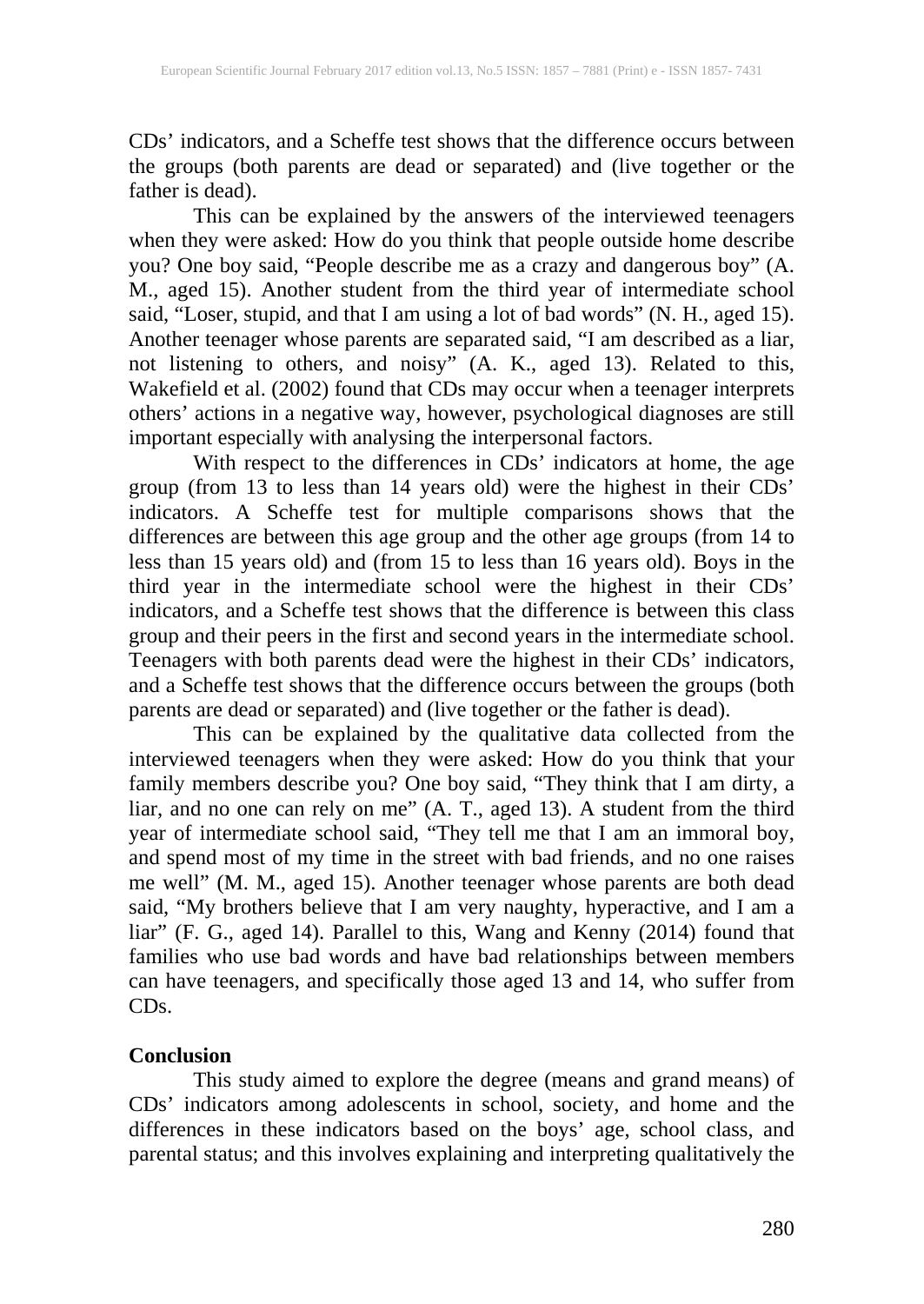CDs' indicators, and a Scheffe test shows that the difference occurs between the groups (both parents are dead or separated) and (live together or the father is dead).

This can be explained by the answers of the interviewed teenagers when they were asked: How do you think that people outside home describe you? One boy said, "People describe me as a crazy and dangerous boy" (A. M., aged 15). Another student from the third year of intermediate school said, "Loser, stupid, and that I am using a lot of bad words" (N. H., aged 15). Another teenager whose parents are separated said, "I am described as a liar, not listening to others, and noisy" (A. K., aged 13). Related to this, Wakefield et al. (2002) found that CDs may occur when a teenager interprets others' actions in a negative way, however, psychological diagnoses are still important especially with analysing the interpersonal factors.

With respect to the differences in CDs' indicators at home, the age group (from 13 to less than 14 years old) were the highest in their CDs' indicators. A Scheffe test for multiple comparisons shows that the differences are between this age group and the other age groups (from 14 to less than 15 years old) and (from 15 to less than 16 years old). Boys in the third year in the intermediate school were the highest in their CDs' indicators, and a Scheffe test shows that the difference is between this class group and their peers in the first and second years in the intermediate school. Teenagers with both parents dead were the highest in their CDs' indicators, and a Scheffe test shows that the difference occurs between the groups (both parents are dead or separated) and (live together or the father is dead).

This can be explained by the qualitative data collected from the interviewed teenagers when they were asked: How do you think that your family members describe you? One boy said, "They think that I am dirty, a liar, and no one can rely on me" (A. T., aged 13). A student from the third year of intermediate school said, "They tell me that I am an immoral boy, and spend most of my time in the street with bad friends, and no one raises me well" (M. M., aged 15). Another teenager whose parents are both dead said, "My brothers believe that I am very naughty, hyperactive, and I am a liar" (F. G., aged 14). Parallel to this, Wang and Kenny (2014) found that families who use bad words and have bad relationships between members can have teenagers, and specifically those aged 13 and 14, who suffer from CDs.

## Conclusion

This study aimed to explore the degree (means and grand means) of CDs' indicators among adolescents in school, society, and home and the differences in these indicators based on the boys' age, school class, and parental status; and this involves explaining and interpreting qualitatively the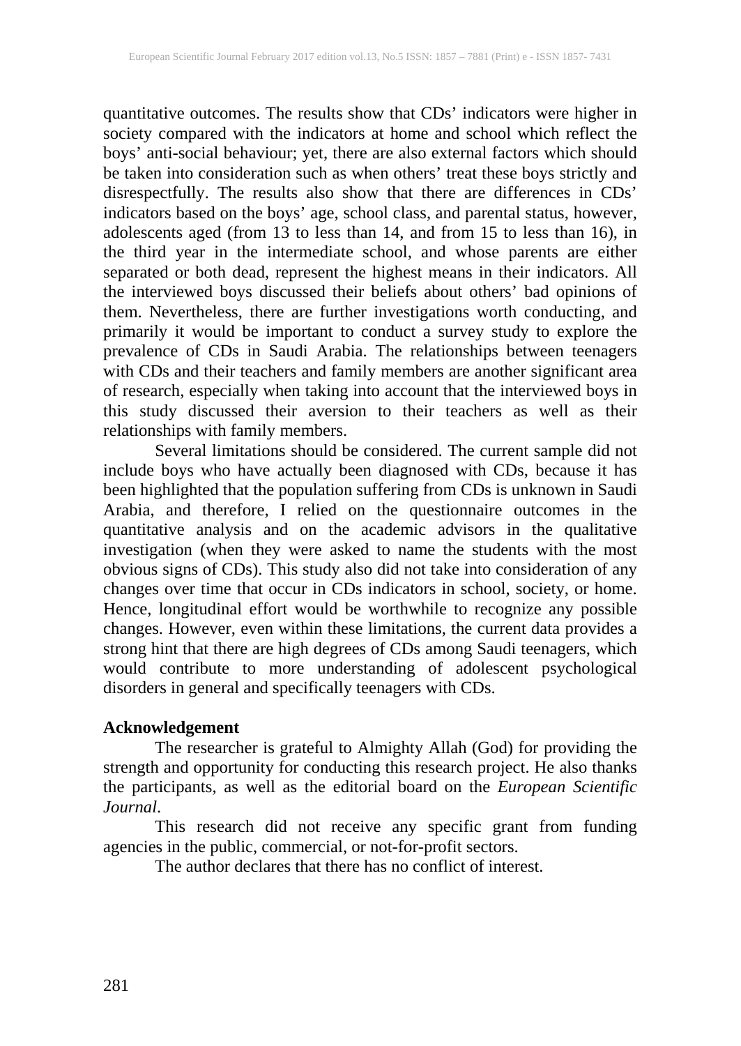quantitative outcomes. The results show that CDs' indicators were higher in society compared with the indicators at home and school which reflect the boys' anti-social behaviour; yet, there are also external factors which should be taken into consideration such as when others' treat these boys strictly and disrespectfully. The results also show that there are differences in CDs' indicators based on the boys' age, school class, and parental status, however, adolescents aged (from 13 to less than 14, and from 15 to less than 16), in the third year in the intermediate school, and whose parents are either separated or both dead, represent the highest means in their indicators. All the interviewed boys discussed their beliefs about others' bad opinions of them. Nevertheless, there are further investigations worth conducting, and primarily it would be important to conduct a survey study to explore the prevalence of CDs in Saudi Arabia. The relationships between teenagers with CDs and their teachers and family members are another significant area of research, especially when taking into account that the interviewed boys in this study discussed their aversion to their teachers as well as their relationships with family members.

Several limitations should be considered. The current sample did not include boys who have actually been diagnosed with CDs, because it has been highlighted that the population suffering from CDs is unknown in Saudi Arabia, and therefore, I relied on the questionnaire outcomes in the quantitative analysis and on the academic advisors in the qualitative investigation (when they were asked to name the students with the most obvious signs of CDs). This study also did not take into consideration of any changes over time that occur in CDs indicators in school, society, or home. Hence, longitudinal effort would be worthwhile to recognize any possible changes. However, even within these limitations, the current data provides a strong hint that there are high degrees of CDs among Saudi teenagers, which would contribute to more understanding of adolescent psychological disorders in general and specifically teenagers with CDs.

**Acknowledgement**

The researcher is grateful to Almighty Allah (God) for providing the strength and opportunity for conducting this research project. He also thanks the participants, as well as the editorial board on the *European Scientific Journal*.

This research did not receive any specific grant from funding agencies in the public, commercial, or not-for-profit sectors.

The author declares that there has no conflict of interest.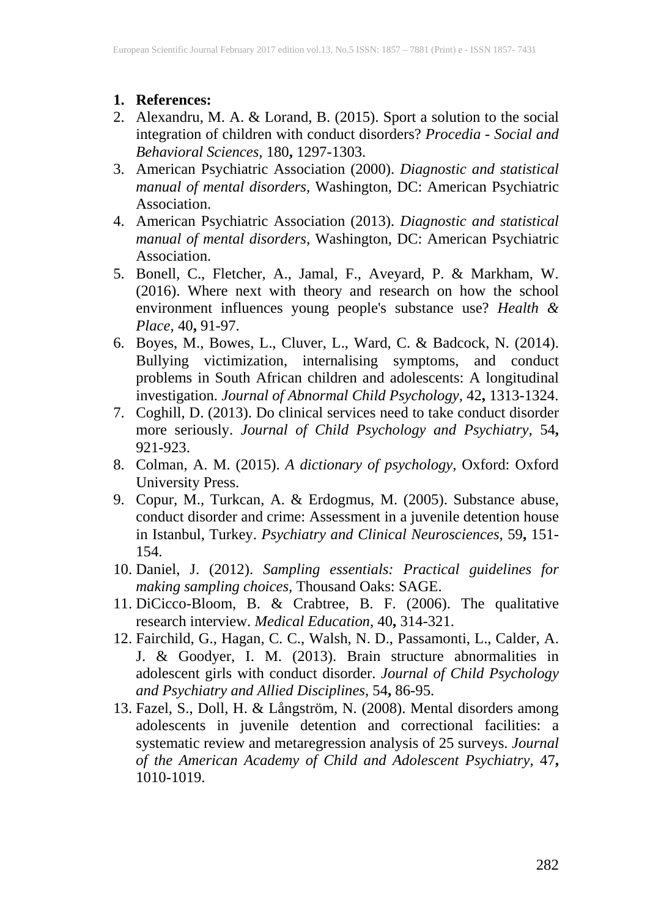1. **References:**
2. Alexandru, M. A. & Lorand, B. (2015). Sport a solution to the social integration of children with conduct disorders? *Procedia - Social and Behavioral Sciences,* 180**,** 1297-1303.
3. American Psychiatric Association (2000). *Diagnostic and statistical manual of mental disorders,* Washington, DC: American Psychiatric Association.
4. American Psychiatric Association (2013). *Diagnostic and statistical manual of mental disorders,* Washington, DC: American Psychiatric Association.
5. Bonell, C., Fletcher, A., Jamal, F., Aveyard, P. & Markham, W. (2016). Where next with theory and research on how the school environment influences young people's substance use? *Health & Place,* 40**,** 91-97.
6. Boyes, M., Bowes, L., Cluver, L., Ward, C. & Badcock, N. (2014). Bullying victimization, internalising symptoms, and conduct problems in South African children and adolescents: A longitudinal investigation. *Journal of Abnormal Child Psychology,* 42**,** 1313-1324.
7. Coghill, D. (2013). Do clinical services need to take conduct disorder more seriously. *Journal of Child Psychology and Psychiatry,* 54**,** 921-923.
8. Colman, A. M. (2015). *A dictionary of psychology*, Oxford: Oxford University Press.
9. Copur, M., Turkcan, A. & Erdogmus, M. (2005). Substance abuse, conduct disorder and crime: Assessment in a juvenile detention house in Istanbul, Turkey. *Psychiatry and Clinical Neurosciences,* 59**,** 151-154.
10. Daniel, J. (2012). *Sampling essentials: Practical guidelines for making sampling choices,* Thousand Oaks: SAGE.
11. DiCicco-Bloom, B. & Crabtree, B. F. (2006). The qualitative research interview. *Medical Education,* 40**,** 314-321.
12. Fairchild, G., Hagan, C. C., Walsh, N. D., Passamonti, L., Calder, A. J. & Goodyer, I. M. (2013). Brain structure abnormalities in adolescent girls with conduct disorder. *Journal of Child Psychology and Psychiatry and Allied Disciplines,* 54**,** 86-95.
13. Fazel, S., Doll, H. & Långström, N. (2008). Mental disorders among adolescents in juvenile detention and correctional facilities: a systematic review and metaregression analysis of 25 surveys. *Journal of the American Academy of Child and Adolescent Psychiatry,* 47**,** 1010-1019.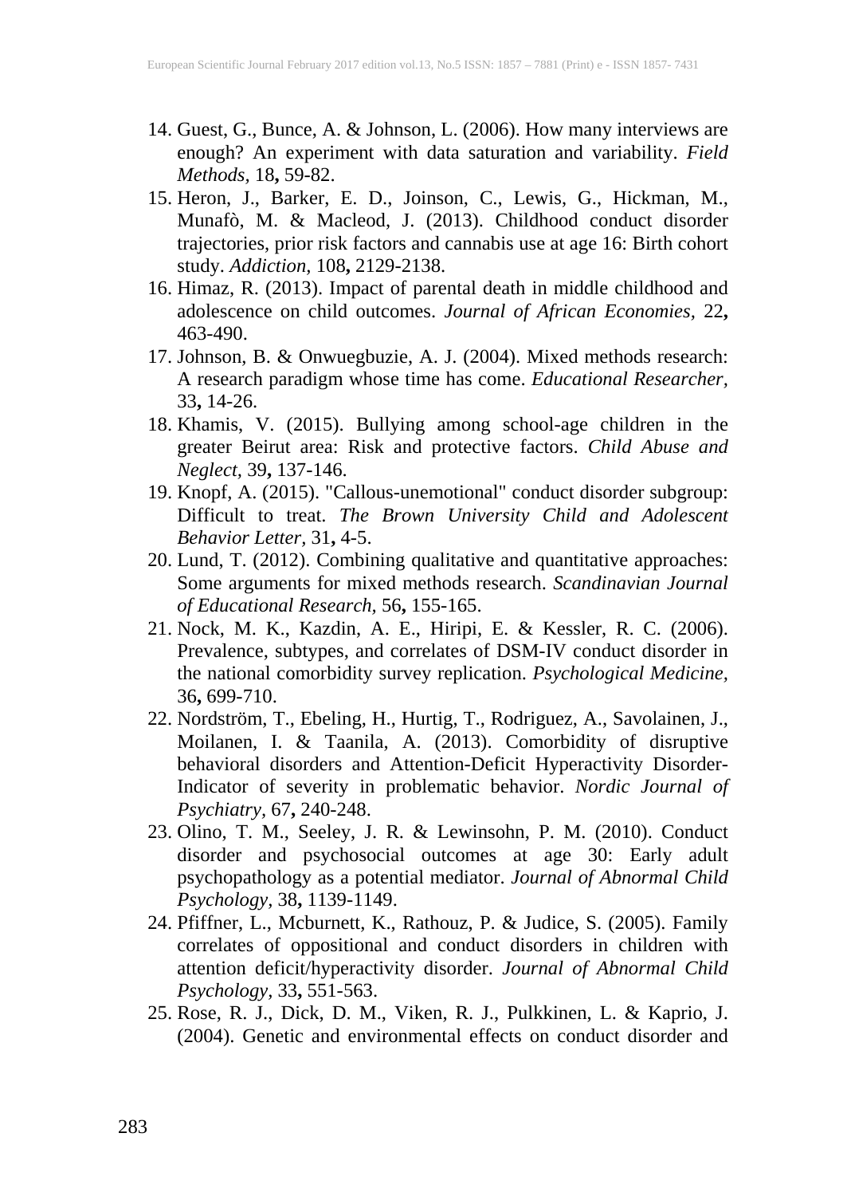14. Guest, G., Bunce, A. & Johnson, L. (2006). How many interviews are enough? An experiment with data saturation and variability. *Field Methods,* 18**,** 59-82.
15. Heron, J., Barker, E. D., Joinson, C., Lewis, G., Hickman, M., Munafò, M. & Macleod, J. (2013). Childhood conduct disorder trajectories, prior risk factors and cannabis use at age 16: Birth cohort study. *Addiction,* 108**,** 2129-2138.
16. Himaz, R. (2013). Impact of parental death in middle childhood and adolescence on child outcomes. *Journal of African Economies,* 22**,** 463-490.
17. Johnson, B. & Onwuegbuzie, A. J. (2004). Mixed methods research: A research paradigm whose time has come. *Educational Researcher,* 33**,** 14-26.
18. Khamis, V. (2015). Bullying among school-age children in the greater Beirut area: Risk and protective factors. *Child Abuse and Neglect,* 39**,** 137-146.
19. Knopf, A. (2015). "Callous-unemotional" conduct disorder subgroup: Difficult to treat. *The Brown University Child and Adolescent Behavior Letter,* 31**,** 4-5.
20. Lund, T. (2012). Combining qualitative and quantitative approaches: Some arguments for mixed methods research. *Scandinavian Journal of Educational Research,* 56**,** 155-165.
21. Nock, M. K., Kazdin, A. E., Hiripi, E. & Kessler, R. C. (2006). Prevalence, subtypes, and correlates of DSM-IV conduct disorder in the national comorbidity survey replication. *Psychological Medicine,* 36**,** 699-710.
22. Nordström, T., Ebeling, H., Hurtig, T., Rodriguez, A., Savolainen, J., Moilanen, I. & Taanila, A. (2013). Comorbidity of disruptive behavioral disorders and Attention-Deficit Hyperactivity Disorder-Indicator of severity in problematic behavior. *Nordic Journal of Psychiatry,* 67**,** 240-248.
23. Olino, T. M., Seeley, J. R. & Lewinsohn, P. M. (2010). Conduct disorder and psychosocial outcomes at age 30: Early adult psychopathology as a potential mediator. *Journal of Abnormal Child Psychology,* 38**,** 1139-1149.
24. Pfiffner, L., Mcburnett, K., Rathouz, P. & Judice, S. (2005). Family correlates of oppositional and conduct disorders in children with attention deficit/hyperactivity disorder. *Journal of Abnormal Child Psychology,* 33**,** 551-563.
25. Rose, R. J., Dick, D. M., Viken, R. J., Pulkkinen, L. & Kaprio, J. (2004). Genetic and environmental effects on conduct disorder and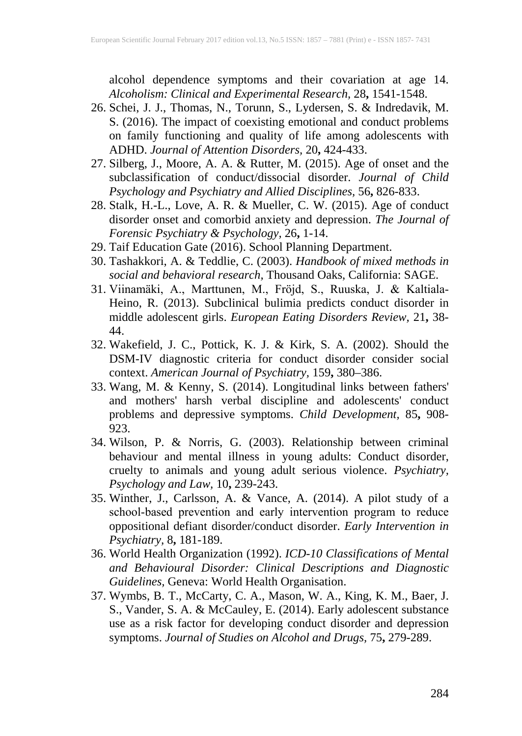alcohol dependence symptoms and their covariation at age 14. *Alcoholism: Clinical and Experimental Research,* 28**,** 1541-1548.

26. Schei, J. J., Thomas, N., Torunn, S., Lydersen, S. & Indredavik, M. S. (2016). The impact of coexisting emotional and conduct problems on family functioning and quality of life among adolescents with ADHD. *Journal of Attention Disorders,* 20**,** 424-433.
27. Silberg, J., Moore, A. A. & Rutter, M. (2015). Age of onset and the subclassification of conduct/dissocial disorder. *Journal of Child Psychology and Psychiatry and Allied Disciplines,* 56**,** 826-833.
28. Stalk, H.-L., Love, A. R. & Mueller, C. W. (2015). Age of conduct disorder onset and comorbid anxiety and depression. *The Journal of Forensic Psychiatry & Psychology,* 26**,** 1-14.
29. Taif Education Gate (2016). School Planning Department.
30. Tashakkori, A. & Teddlie, C. (2003). *Handbook of mixed methods in social and behavioral research,* Thousand Oaks, California: SAGE.
31. Viinamäki, A., Marttunen, M., Fröjd, S., Ruuska, J. & Kaltiala-Heino, R. (2013). Subclinical bulimia predicts conduct disorder in middle adolescent girls. *European Eating Disorders Review,* 21**,** 38-44.
32. Wakefield, J. C., Pottick, K. J. & Kirk, S. A. (2002). Should the DSM-IV diagnostic criteria for conduct disorder consider social context. *American Journal of Psychiatry,* 159**,** 380–386.
33. Wang, M. & Kenny, S. (2014). Longitudinal links between fathers' and mothers' harsh verbal discipline and adolescents' conduct problems and depressive symptoms. *Child Development,* 85**,** 908-923.
34. Wilson, P. & Norris, G. (2003). Relationship between criminal behaviour and mental illness in young adults: Conduct disorder, cruelty to animals and young adult serious violence. *Psychiatry, Psychology and Law,* 10**,** 239-243.
35. Winther, J., Carlsson, A. & Vance, A. (2014). A pilot study of a school-based prevention and early intervention program to reduce oppositional defiant disorder/conduct disorder. *Early Intervention in Psychiatry,* 8**,** 181-189.
36. World Health Organization (1992). *ICD-10 Classifications of Mental and Behavioural Disorder: Clinical Descriptions and Diagnostic Guidelines,* Geneva: World Health Organisation.
37. Wymbs, B. T., McCarty, C. A., Mason, W. A., King, K. M., Baer, J. S., Vander, S. A. & McCauley, E. (2014). Early adolescent substance use as a risk factor for developing conduct disorder and depression symptoms. *Journal of Studies on Alcohol and Drugs,* 75**,** 279-289.